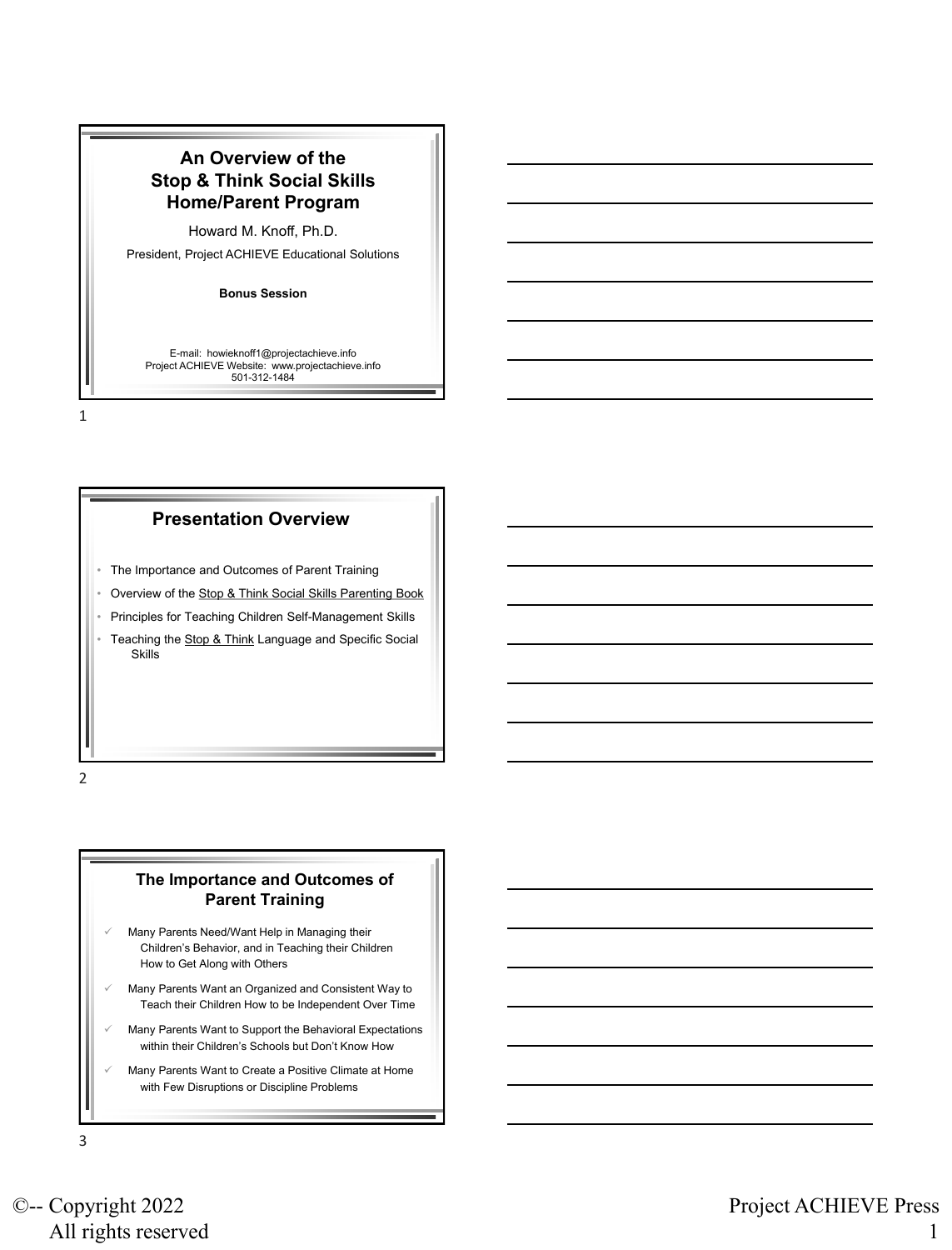# An Overview of the Stop & Think Social Skills Home/Parent Program

Howard M. Knoff, Ph.D.

President, Project ACHIEVE Educational Solutions

**Bonus Session**

E-mail: howieknoff1@projectachieve.info
Project ACHIEVE Website: www.projectachieve.info
501-312-1484

## Presentation Overview

- The Importance and Outcomes of Parent Training
- Overview of the Stop & Think Social Skills Parenting Book
- Principles for Teaching Children Self-Management Skills
- Teaching the Stop & Think Language and Specific Social Skills

## The Importance and Outcomes of Parent Training

- ✓ Many Parents Need/Want Help in Managing their Children's Behavior, and in Teaching their Children How to Get Along with Others
- ✓ Many Parents Want an Organized and Consistent Way to Teach their Children How to be Independent Over Time
- ✓ Many Parents Want to Support the Behavioral Expectations within their Children's Schools but Don't Know How
- ✓ Many Parents Want to Create a Positive Climate at Home with Few Disruptions or Discipline Problems

©-- Copyright 2022
All rights reserved

Project ACHIEVE Press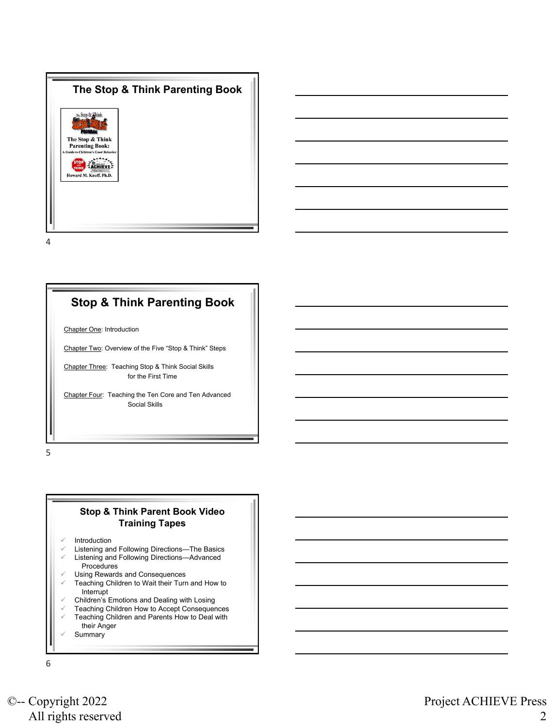## The Stop & Think Parenting Book

The Stop & Think Social Skills Program

The Stop & Think Parenting Book: A Guide to Children's Good Behavior

Howard M. Knoff, Ph.D.

## Stop & Think Parenting Book

Chapter One: Introduction

Chapter Two: Overview of the Five "Stop & Think" Steps

Chapter Three: Teaching Stop & Think Social Skills for the First Time

Chapter Four: Teaching the Ten Core and Ten Advanced Social Skills

## Stop & Think Parent Book Video Training Tapes

- ✓ Introduction
- ✓ Listening and Following Directions—The Basics
- ✓ Listening and Following Directions—Advanced Procedures
- ✓ Using Rewards and Consequences
- ✓ Teaching Children to Wait their Turn and How to Interrupt
- ✓ Children's Emotions and Dealing with Losing
- ✓ Teaching Children How to Accept Consequences
- ✓ Teaching Children and Parents How to Deal with their Anger
- ✓ Summary

©-- Copyright 2022
All rights reserved

Project ACHIEVE Press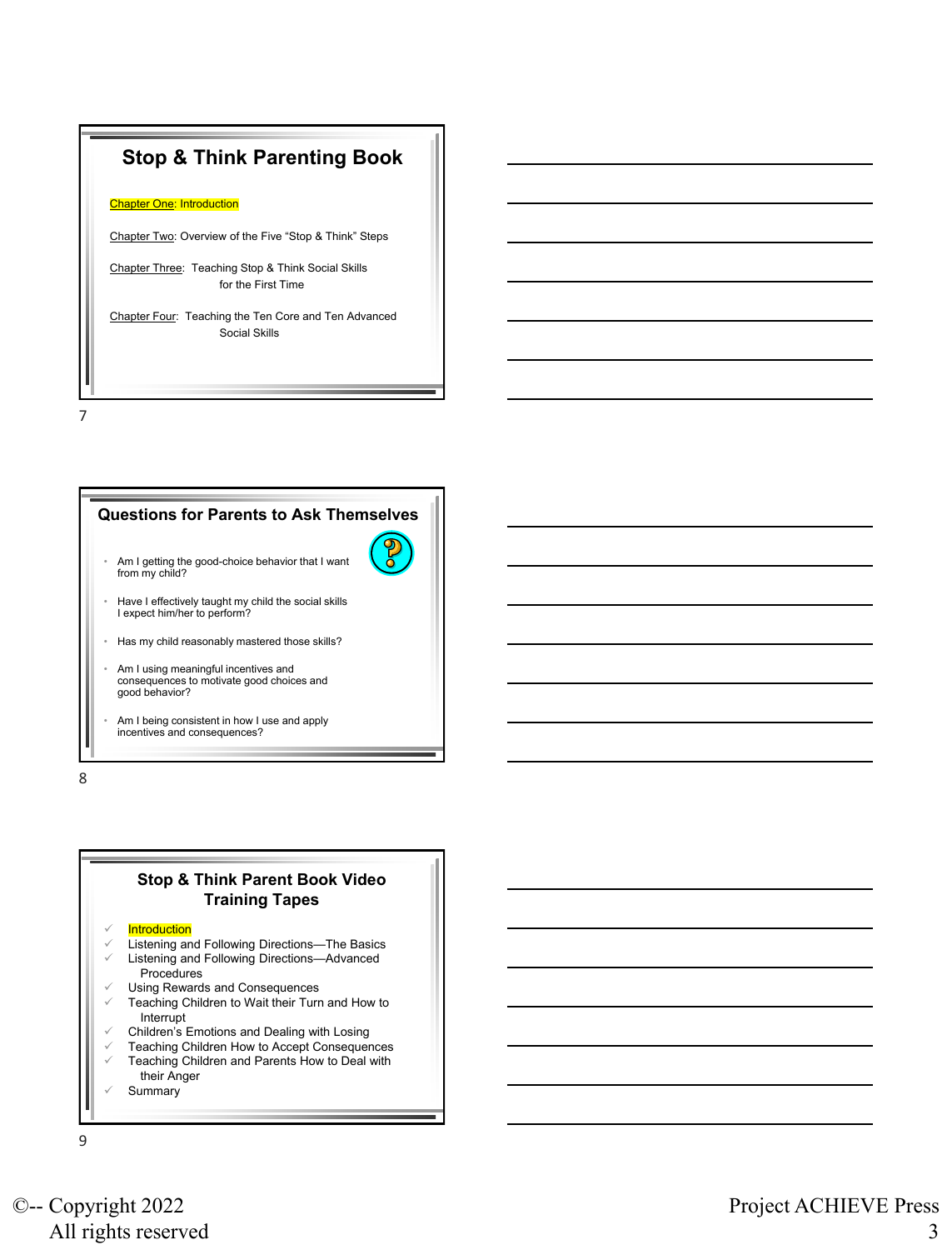## Stop & Think Parenting Book

Chapter One: Introduction

Chapter Two: Overview of the Five "Stop & Think" Steps

Chapter Three: Teaching Stop & Think Social Skills for the First Time

Chapter Four: Teaching the Ten Core and Ten Advanced Social Skills

## Questions for Parents to Ask Themselves

- Am I getting the good-choice behavior that I want from my child?
- Have I effectively taught my child the social skills I expect him/her to perform?
- Has my child reasonably mastered those skills?
- Am I using meaningful incentives and consequences to motivate good choices and good behavior?
- Am I being consistent in how I use and apply incentives and consequences?

## Stop & Think Parent Book Video Training Tapes

- ✓ Introduction
- ✓ Listening and Following Directions—The Basics
- ✓ Listening and Following Directions—Advanced Procedures
- ✓ Using Rewards and Consequences
- ✓ Teaching Children to Wait their Turn and How to Interrupt
- ✓ Children's Emotions and Dealing with Losing
- ✓ Teaching Children How to Accept Consequences
- ✓ Teaching Children and Parents How to Deal with their Anger
- ✓ Summary

©-- Copyright 2022
All rights reserved

Project ACHIEVE Press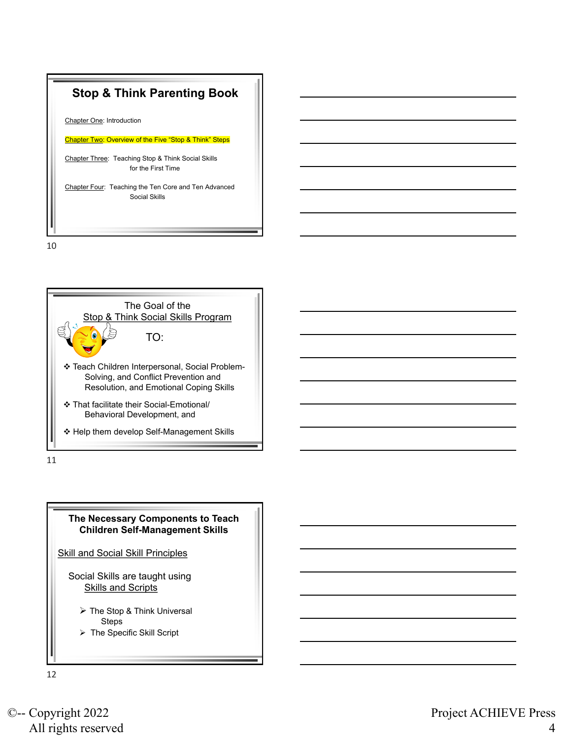## Stop & Think Parenting Book

Chapter One: Introduction

Chapter Two: Overview of the Five "Stop & Think" Steps

Chapter Three: Teaching Stop & Think Social Skills for the First Time

Chapter Four: Teaching the Ten Core and Ten Advanced Social Skills

10

## The Goal of the Stop & Think Social Skills Program

TO:

- Teach Children Interpersonal, Social Problem-Solving, and Conflict Prevention and Resolution, and Emotional Coping Skills
- That facilitate their Social-Emotional/ Behavioral Development, and
- Help them develop Self-Management Skills

11

## The Necessary Components to Teach Children Self-Management Skills

Skill and Social Skill Principles

Social Skills are taught using Skills and Scripts

- The Stop & Think Universal Steps
- The Specific Skill Script

12

©-- Copyright 2022
All rights reserved

Project ACHIEVE Press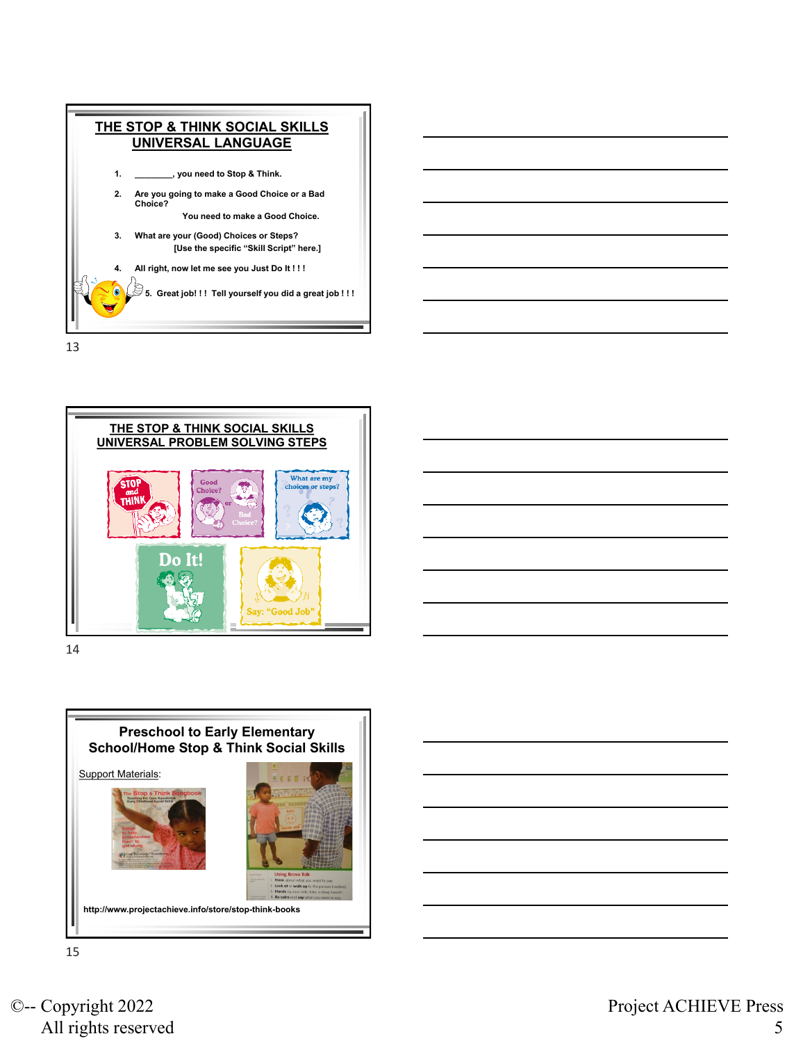## THE STOP & THINK SOCIAL SKILLS UNIVERSAL LANGUAGE

1. ________, you need to Stop & Think.
2. Are you going to make a Good Choice or a Bad Choice?
   You need to make a Good Choice.
3. What are your (Good) Choices or Steps?
   [Use the specific "Skill Script" here.]
4. All right, now let me see you Just Do It ! ! !
5. Great job! ! ! Tell yourself you did a great job ! ! !

13

## THE STOP & THINK SOCIAL SKILLS UNIVERSAL PROBLEM SOLVING STEPS

STOP and THINK

Good Choice? or Bad Choice?

What are my choices or steps?

Do It!

Say: "Good Job"

14

## Preschool to Early Elementary School/Home Stop & Think Social Skills

Support Materials:

http://www.projectachieve.info/store/stop-think-books

15

©-- Copyright 2022
All rights reserved

Project ACHIEVE Press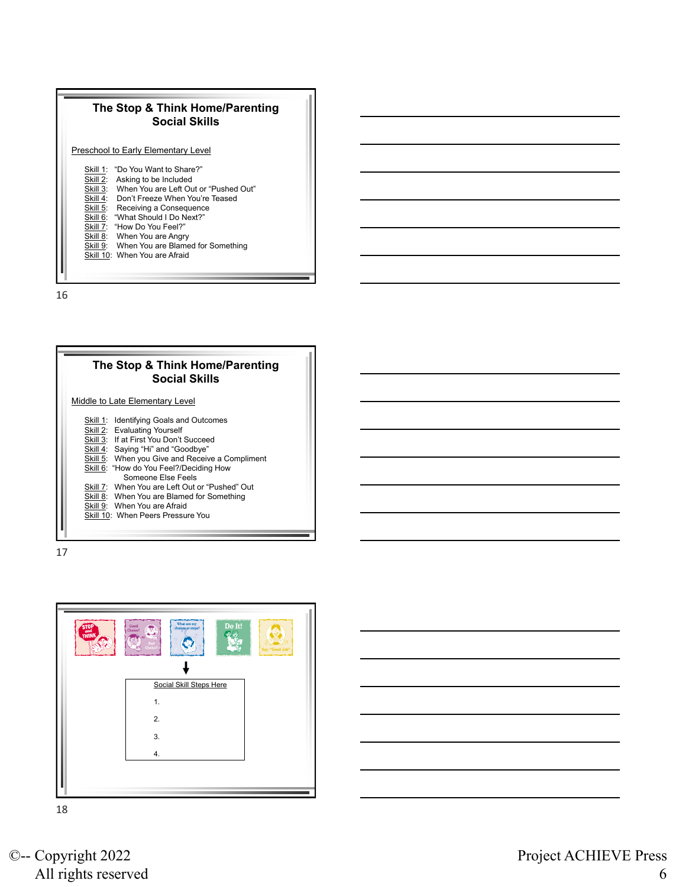## The Stop & Think Home/Parenting Social Skills

Preschool to Early Elementary Level

- Skill 1: "Do You Want to Share?"
- Skill 2: Asking to be Included
- Skill 3: When You are Left Out or "Pushed Out"
- Skill 4: Don't Freeze When You're Teased
- Skill 5: Receiving a Consequence
- Skill 6: "What Should I Do Next?"
- Skill 7: "How Do You Feel?"
- Skill 8: When You are Angry
- Skill 9: When You are Blamed for Something
- Skill 10: When You are Afraid

## The Stop & Think Home/Parenting Social Skills

Middle to Late Elementary Level

- Skill 1: Identifying Goals and Outcomes
- Skill 2: Evaluating Yourself
- Skill 3: If at First You Don't Succeed
- Skill 4: Saying "Hi" and "Goodbye"
- Skill 5: When you Give and Receive a Compliment
- Skill 6: "How do You Feel?/Deciding How Someone Else Feels
- Skill 7: When You are Left Out or "Pushed" Out
- Skill 8: When You are Blamed for Something
- Skill 9: When You are Afraid
- Skill 10: When Peers Pressure You

Social Skill Steps Here

1.
2.
3.
4.

©-- Copyright 2022
All rights reserved

Project ACHIEVE Press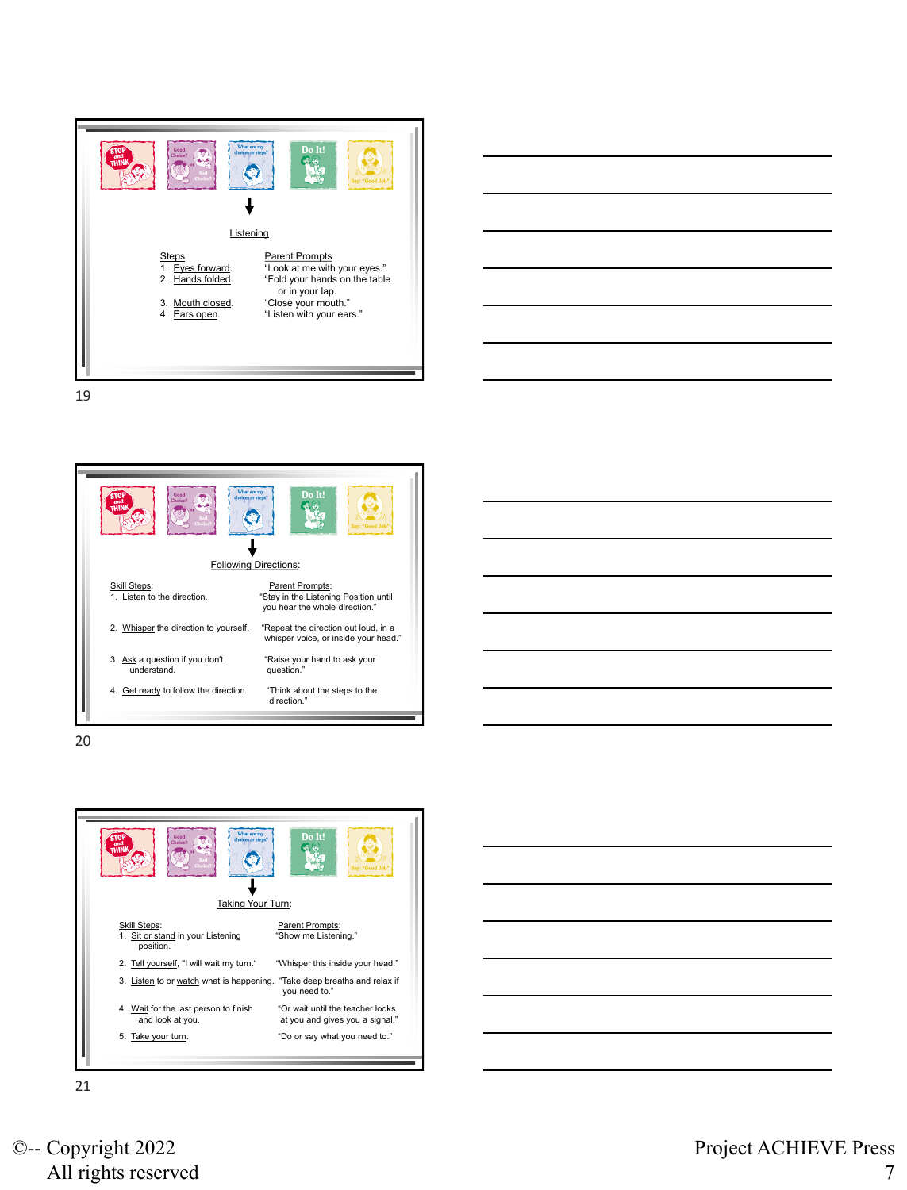Listening

| Steps | Parent Prompts |
| --- | --- |
| 1. Eyes forward. | "Look at me with your eyes." |
| 2. Hands folded. | "Fold your hands on the table or in your lap. |
| 3. Mouth closed. | "Close your mouth." |
| 4. Ears open. | "Listen with your ears." |

19

Following Directions:

| Skill Steps: | Parent Prompts: |
| --- | --- |
| 1. Listen to the direction. | "Stay in the Listening Position until you hear the whole direction." |
| 2. Whisper the direction to yourself. | "Repeat the direction out loud, in a whisper voice, or inside your head." |
| 3. Ask a question if you don't understand. | "Raise your hand to ask your question." |
| 4. Get ready to follow the direction. | "Think about the steps to the direction." |

20

Taking Your Turn:

| Skill Steps: | Parent Prompts: |
| --- | --- |
| 1. Sit or stand in your Listening position. | "Show me Listening." |
| 2. Tell yourself, "I will wait my turn." | "Whisper this inside your head." |
| 3. Listen to or watch what is happening. | "Take deep breaths and relax if you need to." |
| 4. Wait for the last person to finish and look at you. | "Or wait until the teacher looks at you and gives you a signal." |
| 5. Take your turn. | "Do or say what you need to." |

21

©-- Copyright 2022
All rights reserved

Project ACHIEVE Press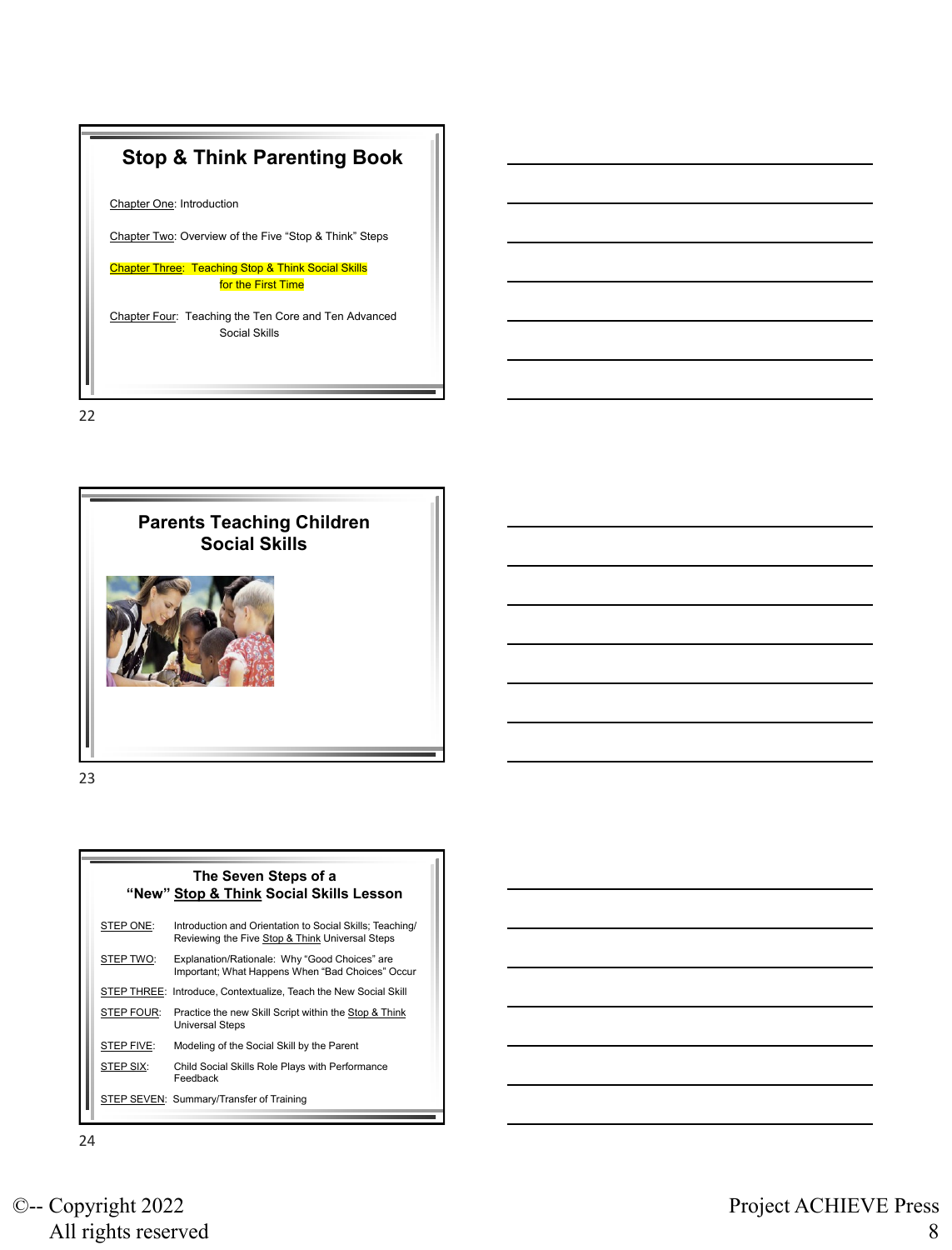## Stop & Think Parenting Book

Chapter One: Introduction

Chapter Two: Overview of the Five "Stop & Think" Steps

Chapter Three: Teaching Stop & Think Social Skills for the First Time

Chapter Four: Teaching the Ten Core and Ten Advanced Social Skills

22

## Parents Teaching Children Social Skills

23

## The Seven Steps of a "New" Stop & Think Social Skills Lesson

STEP ONE: Introduction and Orientation to Social Skills; Teaching/ Reviewing the Five Stop & Think Universal Steps

STEP TWO: Explanation/Rationale: Why "Good Choices" are Important; What Happens When "Bad Choices" Occur

STEP THREE: Introduce, Contextualize, Teach the New Social Skill

STEP FOUR: Practice the new Skill Script within the Stop & Think Universal Steps

STEP FIVE: Modeling of the Social Skill by the Parent

STEP SIX: Child Social Skills Role Plays with Performance Feedback

STEP SEVEN: Summary/Transfer of Training

24

©-- Copyright 2022
All rights reserved

Project ACHIEVE Press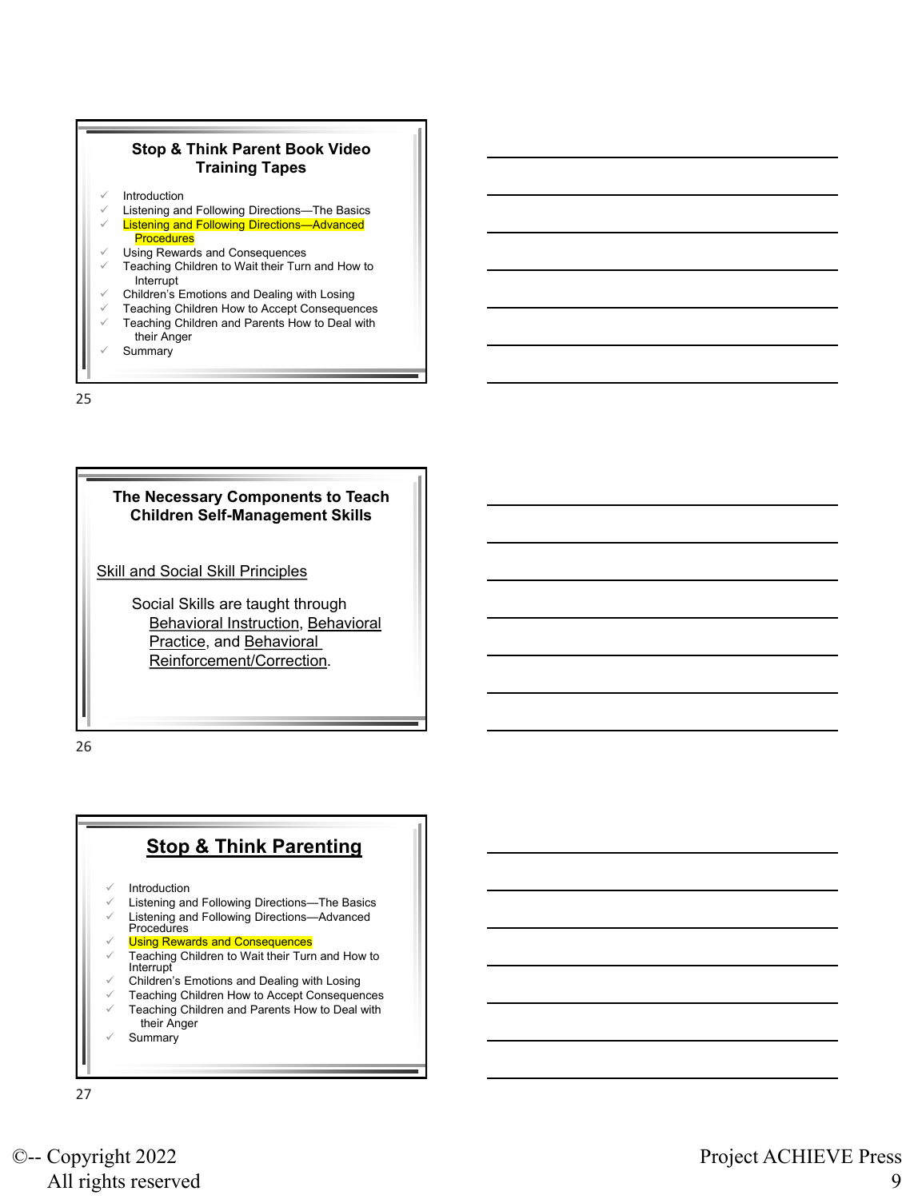## Stop & Think Parent Book Video Training Tapes

- Introduction
- Listening and Following Directions—The Basics
- Listening and Following Directions—Advanced Procedures
- Using Rewards and Consequences
- Teaching Children to Wait their Turn and How to Interrupt
- Children's Emotions and Dealing with Losing
- Teaching Children How to Accept Consequences
- Teaching Children and Parents How to Deal with their Anger
- Summary

## The Necessary Components to Teach Children Self-Management Skills

Skill and Social Skill Principles

Social Skills are taught through Behavioral Instruction, Behavioral Practice, and Behavioral Reinforcement/Correction.

## Stop & Think Parenting

- Introduction
- Listening and Following Directions—The Basics
- Listening and Following Directions—Advanced Procedures
- Using Rewards and Consequences
- Teaching Children to Wait their Turn and How to Interrupt
- Children's Emotions and Dealing with Losing
- Teaching Children How to Accept Consequences
- Teaching Children and Parents How to Deal with their Anger
- Summary

©-- Copyright 2022
All rights reserved

Project ACHIEVE Press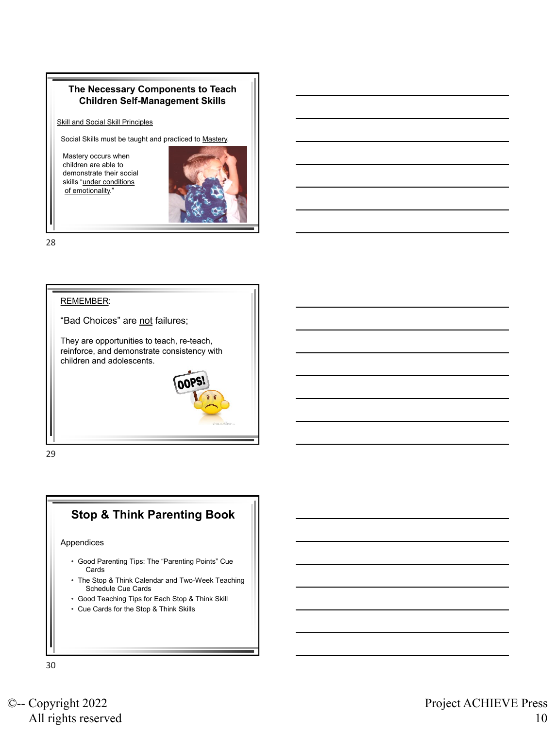## The Necessary Components to Teach Children Self-Management Skills

Skill and Social Skill Principles

Social Skills must be taught and practiced to Mastery.

Mastery occurs when children are able to demonstrate their social skills "under conditions of emotionality."

28

REMEMBER:

"Bad Choices" are not failures;

They are opportunities to teach, re-teach, reinforce, and demonstrate consistency with children and adolescents.

29

## Stop & Think Parenting Book

Appendices

- Good Parenting Tips: The "Parenting Points" Cue Cards
- The Stop & Think Calendar and Two-Week Teaching Schedule Cue Cards
- Good Teaching Tips for Each Stop & Think Skill
- Cue Cards for the Stop & Think Skills

30

©-- Copyright 2022
All rights reserved

Project ACHIEVE Press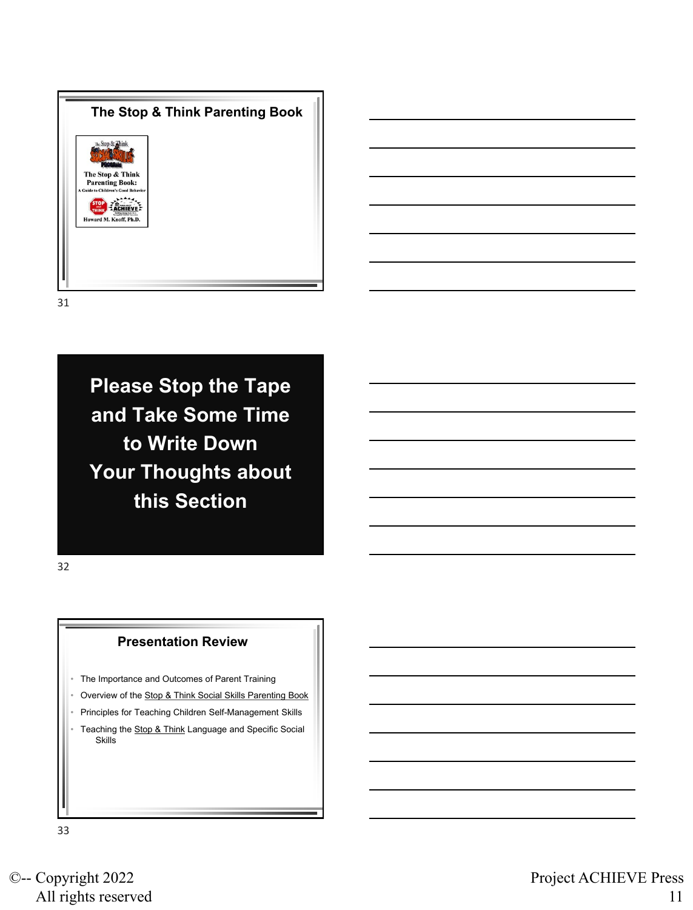## The Stop & Think Parenting Book

The Stop & Think Social Skills Program

The Stop & Think Parenting Book: A Guide to Children's Good Behavior

Howard M. Knoff, Ph.D.

31

## Please Stop the Tape and Take Some Time to Write Down Your Thoughts about this Section

32

## Presentation Review

- The Importance and Outcomes of Parent Training
- Overview of the Stop & Think Social Skills Parenting Book
- Principles for Teaching Children Self-Management Skills
- Teaching the Stop & Think Language and Specific Social Skills

33

©-- Copyright 2022
All rights reserved

Project ACHIEVE Press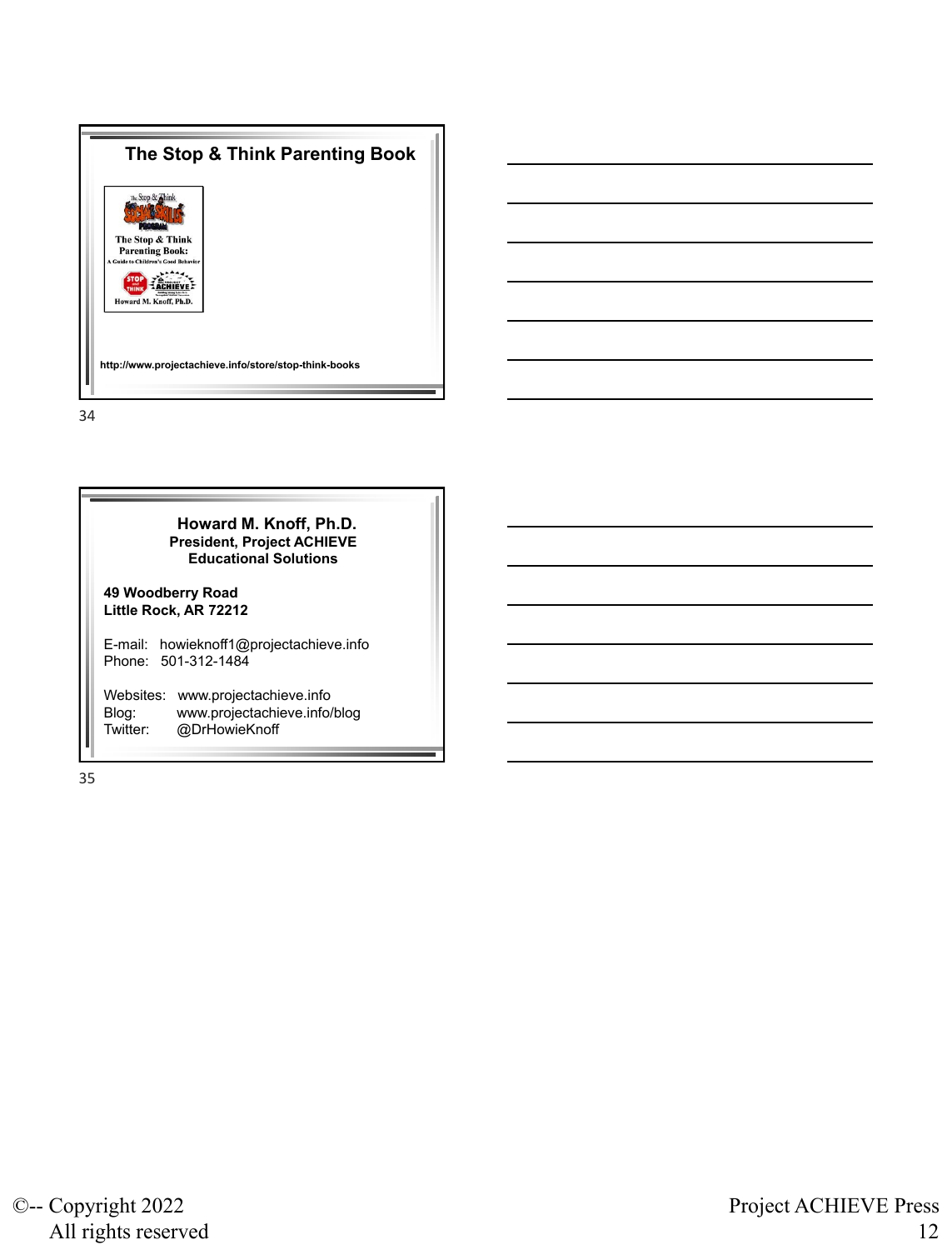## The Stop & Think Parenting Book

The Stop & Think Parenting Book: A Guide to Children's Good Behavior

Howard M. Knoff, Ph.D.

http://www.projectachieve.info/store/stop-think-books

34

**Howard M. Knoff, Ph.D.**
**President, Project ACHIEVE Educational Solutions**

**49 Woodberry Road**
**Little Rock, AR 72212**

E-mail: howieknoff1@projectachieve.info
Phone: 501-312-1484

Websites: www.projectachieve.info
Blog: www.projectachieve.info/blog
Twitter: @DrHowieKnoff

35

©-- Copyright 2022
All rights reserved

Project ACHIEVE Press